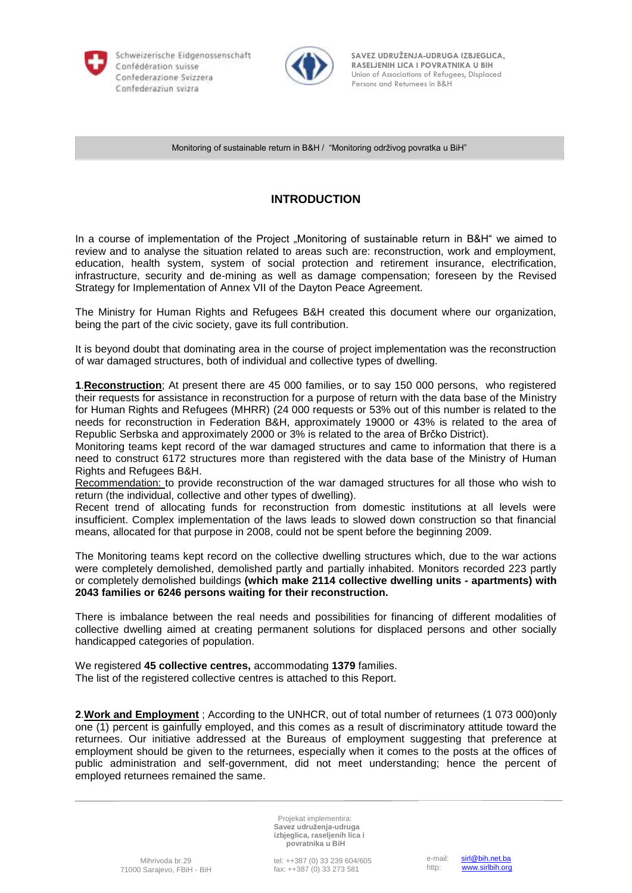Monitoring of sustainable return in B&H / "Monitoring održivog povratka u BiH"

## INTRODUCTION

In a course of implementation of the Project „Monitoring of sustainable return in B&H" we aimed to review and to analyse the situation related to areas such are: reconstruction, work and employment, education, health system, system of social protection and retirement insurance, electrification, infrastructure, security and de-mining as well as damage compensation; foreseen by the Revised Strategy for Implementation of Annex VII of the Dayton Peace Agreement.

The Ministry for Human Rights and Refugees B&H created this document where our organization, being the part of the civic society, gave its full contribution.

It is beyond doubt that dominating area in the course of project implementation was the reconstruction of war damaged structures, both of individual and collective types of dwelling.

**1**.**Reconstruction**; At present there are 45 000 families, or to say 150 000 persons, who registered their requests for assistance in reconstruction for a purpose of return with the data base of the Ministry for Human Rights and Refugees (MHRR) (24 000 requests or 53% out of this number is related to the needs for reconstruction in Federation B&H, approximately 19000 or 43% is related to the area of Republic Serbska and approximately 2000 or 3% is related to the area of Brčko District).

Monitoring teams kept record of the war damaged structures and came to information that there is a need to construct 6172 structures more than registered with the data base of the Ministry of Human Rights and Refugees B&H.

Recommendation: to provide reconstruction of the war damaged structures for all those who wish to return (the individual, collective and other types of dwelling).

Recent trend of allocating funds for reconstruction from domestic institutions at all levels were insufficient. Complex implementation of the laws leads to slowed down construction so that financial means, allocated for that purpose in 2008, could not be spent before the beginning 2009.

The Monitoring teams kept record on the collective dwelling structures which, due to the war actions were completely demolished, demolished partly and partially inhabited. Monitors recorded 223 partly or completely demolished buildings **(which make 2114 collective dwelling units - apartments) with 2043 families or 6246 persons waiting for their reconstruction.**

There is imbalance between the real needs and possibilities for financing of different modalities of collective dwelling aimed at creating permanent solutions for displaced persons and other socially handicapped categories of population.

We registered **45 collective centres,** accommodating **1379** families.
The list of the registered collective centres is attached to this Report.

**2**.**Work and Employment** ; According to the UNHCR, out of total number of returnees (1 073 000)only one (1) percent is gainfully employed, and this comes as a result of discriminatory attitude toward the returnees. Our initiative addressed at the Bureaus of employment suggesting that preference at employment should be given to the returnees, especially when it comes to the posts at the offices of public administration and self-government, did not meet understanding; hence the percent of employed returnees remained the same.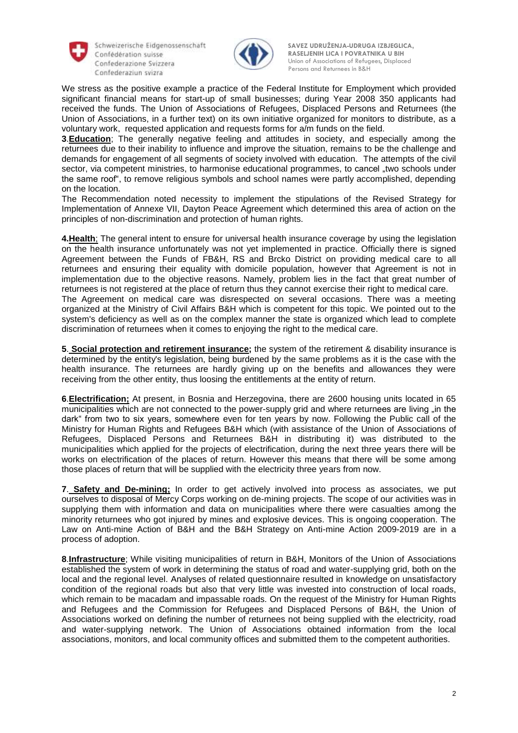We stress as the positive example a practice of the Federal Institute for Employment which provided significant financial means for start-up of small businesses; during Year 2008 350 applicants had received the funds. The Union of Associations of Refugees, Displaced Persons and Returnees (the Union of Associations, in a further text) on its own initiative organized for monitors to distribute, as a voluntary work, requested application and requests forms for a/m funds on the field.

**3**.**Education**; The generally negative feeling and attitudes in society, and especially among the returnees due to their inability to influence and improve the situation, remains to be the challenge and demands for engagement of all segments of society involved with education. The attempts of the civil sector, via competent ministries, to harmonise educational programmes, to cancel „two schools under the same roof", to remove religious symbols and school names were partly accomplished, depending on the location.

The Recommendation noted necessity to implement the stipulations of the Revised Strategy for Implementation of Annexe VII, Dayton Peace Agreement which determined this area of action on the principles of non-discrimination and protection of human rights.

**4.Health**; The general intent to ensure for universal health insurance coverage by using the legislation on the health insurance unfortunately was not yet implemented in practice. Officially there is signed Agreement between the Funds of FB&H, RS and Brcko District on providing medical care to all returnees and ensuring their equality with domicile population, however that Agreement is not in implementation due to the objective reasons. Namely, problem lies in the fact that great number of returnees is not registered at the place of return thus they cannot exercise their right to medical care.

The Agreement on medical care was disrespected on several occasions. There was a meeting organized at the Ministry of Civil Affairs B&H which is competent for this topic. We pointed out to the system's deficiency as well as on the complex manner the state is organized which lead to complete discrimination of returnees when it comes to enjoying the right to the medical care.

**5**. **Social protection and retirement insurance;** the system of the retirement & disability insurance is determined by the entity's legislation, being burdened by the same problems as it is the case with the health insurance. The returnees are hardly giving up on the benefits and allowances they were receiving from the other entity, thus loosing the entitlements at the entity of return.

**6**.**Electrification;** At present, in Bosnia and Herzegovina, there are 2600 housing units located in 65 municipalities which are not connected to the power-supply grid and where returnees are living „in the dark" from two to six years, somewhere even for ten years by now. Following the Public call of the Ministry for Human Rights and Refugees B&H which (with assistance of the Union of Associations of Refugees, Displaced Persons and Returnees B&H in distributing it) was distributed to the municipalities which applied for the projects of electrification, during the next three years there will be works on electrification of the places of return. However this means that there will be some among those places of return that will be supplied with the electricity three years from now.

**7**. **Safety and De-mining;** In order to get actively involved into process as associates, we put ourselves to disposal of Mercy Corps working on de-mining projects. The scope of our activities was in supplying them with information and data on municipalities where there were casualties among the minority returnees who got injured by mines and explosive devices. This is ongoing cooperation. The Law on Anti-mine Action of B&H and the B&H Strategy on Anti-mine Action 2009-2019 are in a process of adoption.

**8**.**Infrastructure**; While visiting municipalities of return in B&H, Monitors of the Union of Associations established the system of work in determining the status of road and water-supplying grid, both on the local and the regional level. Analyses of related questionnaire resulted in knowledge on unsatisfactory condition of the regional roads but also that very little was invested into construction of local roads, which remain to be macadam and impassable roads. On the request of the Ministry for Human Rights and Refugees and the Commission for Refugees and Displaced Persons of B&H, the Union of Associations worked on defining the number of returnees not being supplied with the electricity, road and water-supplying network. The Union of Associations obtained information from the local associations, monitors, and local community offices and submitted them to the competent authorities.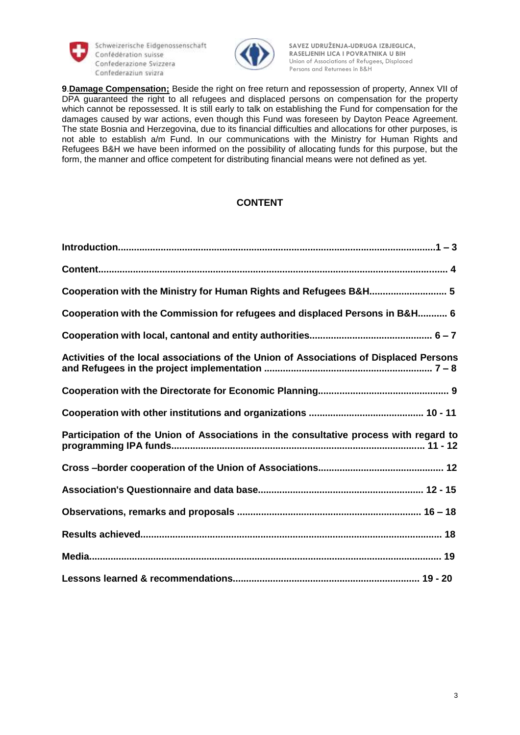**9**.**Damage Compensation;** Beside the right on free return and repossession of property, Annex VII of DPA guaranteed the right to all refugees and displaced persons on compensation for the property which cannot be repossessed. It is still early to talk on establishing the Fund for compensation for the damages caused by war actions, even though this Fund was foreseen by Dayton Peace Agreement. The state Bosnia and Herzegovina, due to its financial difficulties and allocations for other purposes, is not able to establish a/m Fund. In our communications with the Ministry for Human Rights and Refugees B&H we have been informed on the possibility of allocating funds for this purpose, but the form, the manner and office competent for distributing financial means were not defined as yet.

## CONTENT

| | |
|---|---|
| **Introduction** | **1 – 3** |
| **Content** | **4** |
| **Cooperation with the Ministry for Human Rights and Refugees B&H** | **5** |
| **Cooperation with the Commission for refugees and displaced Persons in B&H** | **6** |
| **Cooperation with local, cantonal and entity authorities** | **6 – 7** |
| **Activities of the local associations of the Union of Associations of Displaced Persons and Refugees in the project implementation** | **7 – 8** |
| **Cooperation with the Directorate for Economic Planning** | **9** |
| **Cooperation with other institutions and organizations** | **10 - 11** |
| **Participation of the Union of Associations in the consultative process with regard to programming IPA funds** | **11 - 12** |
| **Cross –border cooperation of the Union of Associations** | **12** |
| **Association's Questionnaire and data base** | **12 - 15** |
| **Observations, remarks and proposals** | **16 – 18** |
| **Results achieved** | **18** |
| **Media** | **19** |
| **Lessons learned & recommendations** | **19 - 20** |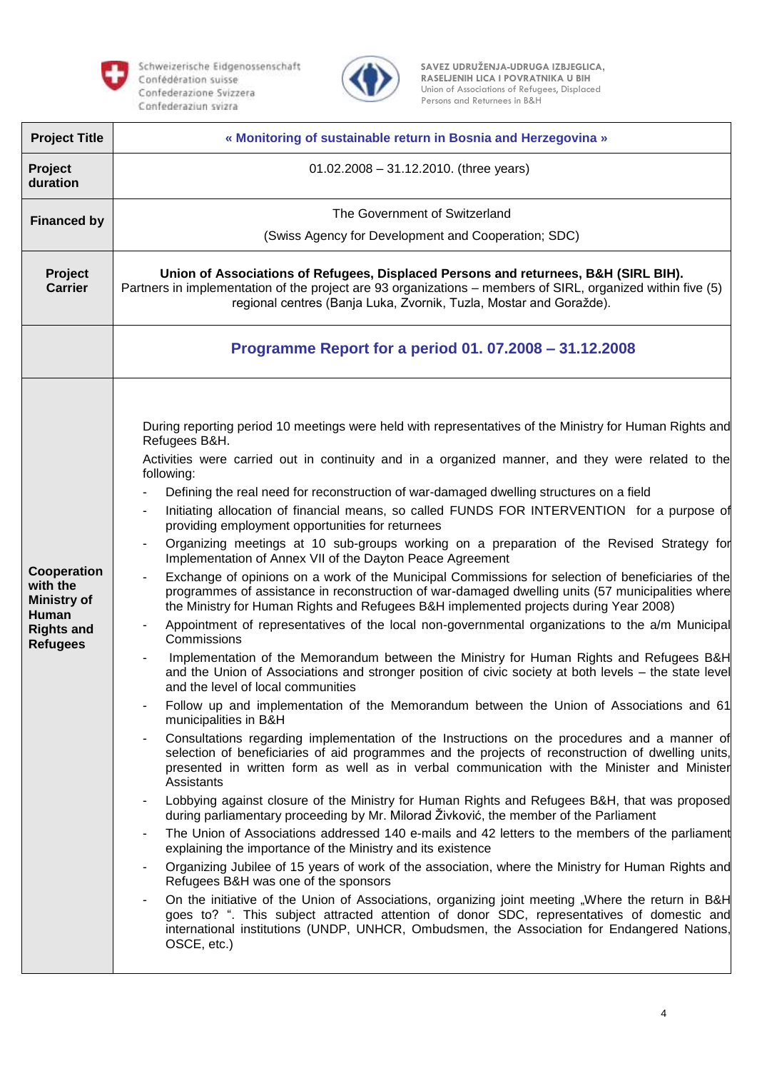Schweizerische Eidgenossenschaft
Confédération suisse
Confederazione Svizzera
Confederaziun svizra

SAVEZ UDRUŽENJA-UDRUGA IZBJEGLICA, RASELJENIH LICA I POVRATNIKA U BIH
Union of Associations of Refugees, Displaced Persons and Returnees in B&H

| **Project Title** | **« Monitoring of sustainable return in Bosnia and Herzegovina »** |
|---|---|
| **Project duration** | 01.02.2008 – 31.12.2010. (three years) |
| **Financed by** | The Government of Switzerland<br>(Swiss Agency for Development and Cooperation; SDC) |
| **Project Carrier** | **Union of Associations of Refugees, Displaced Persons and returnees, B&H (SIRL BIH).**<br>Partners in implementation of the project are 93 organizations – members of SIRL, organized within five (5) regional centres (Banja Luka, Zvornik, Tuzla, Mostar and Goražde). |
| | **Programme Report for a period 01. 07.2008 – 31.12.2008** |
| **Cooperation with the Ministry of Human Rights and Refugees** | During reporting period 10 meetings were held with representatives of the Ministry for Human Rights and Refugees B&H.<br>Activities were carried out in continuity and in a organized manner, and they were related to the following:<br>- Defining the real need for reconstruction of war-damaged dwelling structures on a field<br>- Initiating allocation of financial means, so called FUNDS FOR INTERVENTION for a purpose of providing employment opportunities for returnees<br>- Organizing meetings at 10 sub-groups working on a preparation of the Revised Strategy for Implementation of Annex VII of the Dayton Peace Agreement<br>- Exchange of opinions on a work of the Municipal Commissions for selection of beneficiaries of the programmes of assistance in reconstruction of war-damaged dwelling units (57 municipalities where the Ministry for Human Rights and Refugees B&H implemented projects during Year 2008)<br>- Appointment of representatives of the local non-governmental organizations to the a/m Municipal Commissions<br>- Implementation of the Memorandum between the Ministry for Human Rights and Refugees B&H and the Union of Associations and stronger position of civic society at both levels – the state level and the level of local communities<br>- Follow up and implementation of the Memorandum between the Union of Associations and 61 municipalities in B&H<br>- Consultations regarding implementation of the Instructions on the procedures and a manner of selection of beneficiaries of aid programmes and the projects of reconstruction of dwelling units, presented in written form as well as in verbal communication with the Minister and Minister Assistants<br>- Lobbying against closure of the Ministry for Human Rights and Refugees B&H, that was proposed during parliamentary proceeding by Mr. Milorad Živković, the member of the Parliament<br>- The Union of Associations addressed 140 e-mails and 42 letters to the members of the parliament explaining the importance of the Ministry and its existence<br>- Organizing Jubilee of 15 years of work of the association, where the Ministry for Human Rights and Refugees B&H was one of the sponsors<br>- On the initiative of the Union of Associations, organizing joint meeting „Where the return in B&H goes to? ". This subject attracted attention of donor SDC, representatives of domestic and international institutions (UNDP, UNHCR, Ombudsmen, the Association for Endangered Nations, OSCE, etc.) |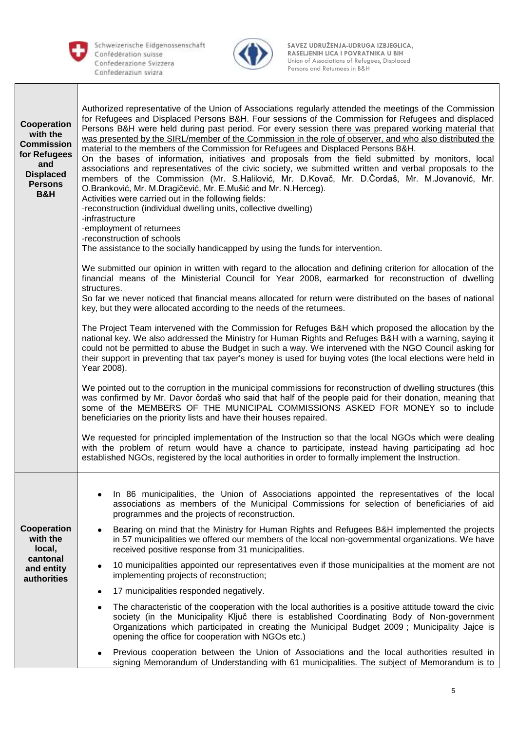| | |
|---|---|
| **Cooperation with the Commission for Refugees and Displaced Persons B&H** | Authorized representative of the Union of Associations regularly attended the meetings of the Commission for Refugees and Displaced Persons B&H. Four sessions of the Commission for Refugees and displaced Persons B&H were held during past period. For every session there was prepared working material that was presented by the SIRL/member of the Commission in the role of observer, and who also distributed the material to the members of the Commission for Refugees and Displaced Persons B&H.<br>On the bases of information, initiatives and proposals from the field submitted by monitors, local associations and representatives of the civic society, we submitted written and verbal proposals to the members of the Commission (Mr. S.Halilović, Mr. D.Kovač, Mr. D.Čordaš, Mr. M.Jovanović, Mr. O.Branković, Mr. M.Dragičević, Mr. E.Mušić and Mr. N.Herceg).<br>Activities were carried out in the following fields:<br>-reconstruction (individual dwelling units, collective dwelling)<br>-infrastructure<br>-employment of returnees<br>-reconstruction of schools<br>The assistance to the socially handicapped by using the funds for intervention.<br><br>We submitted our opinion in written with regard to the allocation and defining criterion for allocation of the financial means of the Ministerial Council for Year 2008, earmarked for reconstruction of dwelling structures.<br>So far we never noticed that financial means allocated for return were distributed on the bases of national key, but they were allocated according to the needs of the returnees.<br><br>The Project Team intervened with the Commission for Refuges B&H which proposed the allocation by the national key. We also addressed the Ministry for Human Rights and Refuges B&H with a warning, saying it could not be permitted to abuse the Budget in such a way. We intervened with the NGO Council asking for their support in preventing that tax payer's money is used for buying votes (the local elections were held in Year 2008).<br><br>We pointed out to the corruption in the municipal commissions for reconstruction of dwelling structures (this was confirmed by Mr. Davor čordaš who said that half of the people paid for their donation, meaning that some of the MEMBERS OF THE MUNICIPAL COMMISSIONS ASKED FOR MONEY so to include beneficiaries on the priority lists and have their houses repaired.<br><br>We requested for principled implementation of the Instruction so that the local NGOs which were dealing with the problem of return would have a chance to participate, instead having participating ad hoc established NGOs, registered by the local authorities in order to formally implement the Instruction. |
| **Cooperation with the local, cantonal and entity authorities** | • In 86 municipalities, the Union of Associations appointed the representatives of the local associations as members of the Municipal Commissions for selection of beneficiaries of aid programmes and the projects of reconstruction.<br>• Bearing on mind that the Ministry for Human Rights and Refugees B&H implemented the projects in 57 municipalities we offered our members of the local non-governmental organizations. We have received positive response from 31 municipalities.<br>• 10 municipalities appointed our representatives even if those municipalities at the moment are not implementing projects of reconstruction;<br>• 17 municipalities responded negatively.<br>• The characteristic of the cooperation with the local authorities is a positive attitude toward the civic society (in the Municipality Ključ there is established Coordinating Body of Non-government Organizations which participated in creating the Municipal Budget 2009 ; Municipality Jajce is opening the office for cooperation with NGOs etc.)<br>• Previous cooperation between the Union of Associations and the local authorities resulted in signing Memorandum of Understanding with 61 municipalities. The subject of Memorandum is to |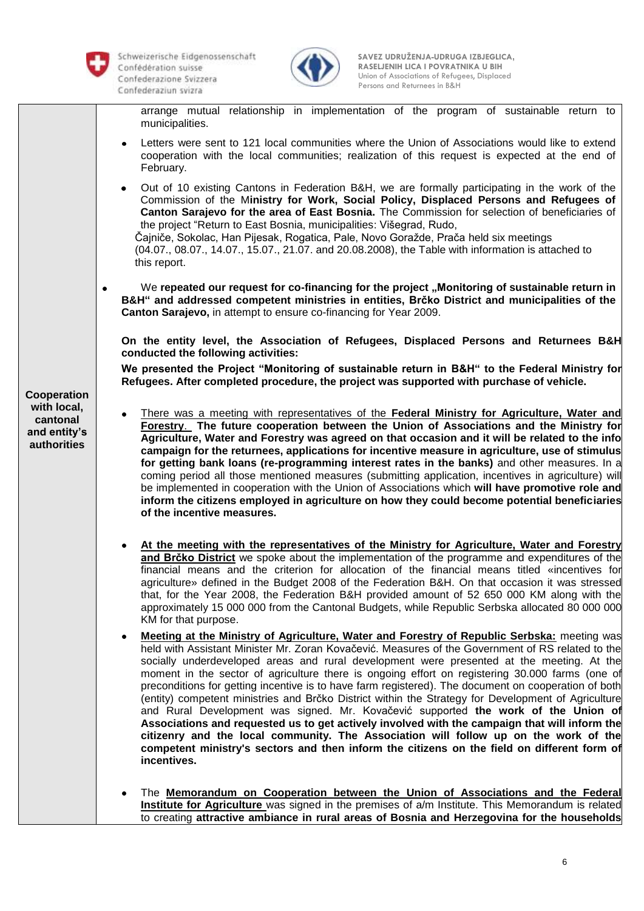| | |
|---|---|
| **Cooperation with local, cantonal and entity's authorities** | arrange mutual relationship in implementation of the program of sustainable return to municipalities.<br><br>• Letters were sent to 121 local communities where the Union of Associations would like to extend cooperation with the local communities; realization of this request is expected at the end of February.<br><br>• Out of 10 existing Cantons in Federation B&H, we are formally participating in the work of the Commission of the M**inistry for Work, Social Policy, Displaced Persons and Refugees of Canton Sarajevo for the area of East Bosnia.** The Commission for selection of beneficiaries of the project "Return to East Bosnia, municipalities: Višegrad, Rudo, Čajniče, Sokolac, Han Pijesak, Rogatica, Pale, Novo Goražde, Prača held six meetings (04.07., 08.07., 14.07., 15.07., 21.07. and 20.08.2008), the Table with information is attached to this report.<br><br>• We **repeated our request for co-financing for the project „Monitoring of sustainable return in B&H" and addressed competent ministries in entities, Brčko District and municipalities of the Canton Sarajevo,** in attempt to ensure co-financing for Year 2009.<br><br>**On the entity level, the Association of Refugees, Displaced Persons and Returnees B&H conducted the following activities:**<br><br>**We presented the Project "Monitoring of sustainable return in B&H" to the Federal Ministry for Refugees. After completed procedure, the project was supported with purchase of vehicle.**<br><br>• There was a meeting with representatives of the **Federal Ministry for Agriculture, Water and Forestry**. **The future cooperation between the Union of Associations and the Ministry for Agriculture, Water and Forestry was agreed on that occasion and it will be related to the info campaign for the returnees, applications for incentive measure in agriculture, use of stimulus for getting bank loans (re-programming interest rates in the banks)** and other measures. In a coming period all those mentioned measures (submitting application, incentives in agriculture) will be implemented in cooperation with the Union of Associations which **will have promotive role and inform the citizens employed in agriculture on how they could become potential beneficiaries of the incentive measures.**<br><br>• **At the meeting with the representatives of the Ministry for Agriculture, Water and Forestry and Brčko District** we spoke about the implementation of the programme and expenditures of the financial means and the criterion for allocation of the financial means titled «incentives for agriculture» defined in the Budget 2008 of the Federation B&H. On that occasion it was stressed that, for the Year 2008, the Federation B&H provided amount of 52 650 000 KM along with the approximately 15 000 000 from the Cantonal Budgets, while Republic Serbska allocated 80 000 000 KM for that purpose.<br><br>• **Meeting at the Ministry of Agriculture, Water and Forestry of Republic Serbska:** meeting was held with Assistant Minister Mr. Zoran Kovačević. Measures of the Government of RS related to the socially underdeveloped areas and rural development were presented at the meeting. At the moment in the sector of agriculture there is ongoing effort on registering 30.000 farms (one of preconditions for getting incentive is to have farm registered). The document on cooperation of both (entity) competent ministries and Brčko District within the Strategy for Development of Agriculture and Rural Development was signed. Mr. Kovačević supported **the work of the Union of Associations and requested us to get actively involved with the campaign that will inform the citizenry and the local community. The Association will follow up on the work of the competent ministry's sectors and then inform the citizens on the field on different form of incentives.**<br><br>• The **Memorandum on Cooperation between the Union of Associations and the Federal Institute for Agriculture** was signed in the premises of a/m Institute. This Memorandum is related to creating **attractive ambiance in rural areas of Bosnia and Herzegovina for the households** |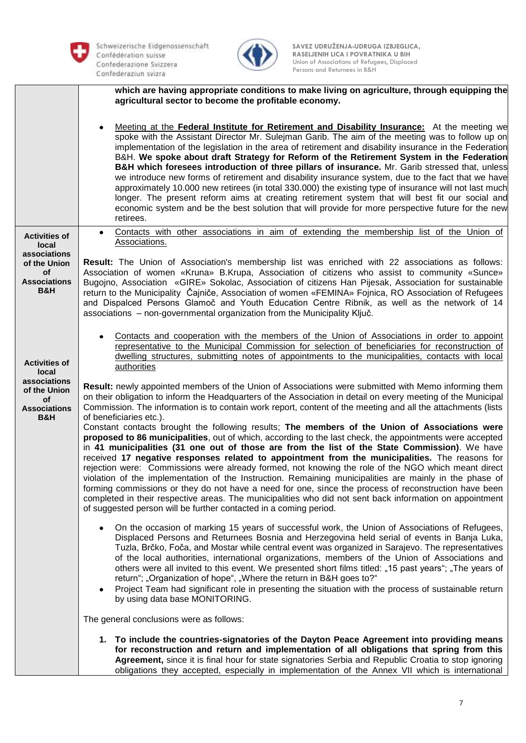| | |
|---|---|
| | **which are having appropriate conditions to make living on agriculture, through equipping the agricultural sector to become the profitable economy.**<br><br>• Meeting at the **Federal Institute for Retirement and Disability Insurance:** At the meeting we spoke with the Assistant Director Mr. Sulejman Garib. The aim of the meeting was to follow up on implementation of the legislation in the area of retirement and disability insurance in the Federation B&H. **We spoke about draft Strategy for Reform of the Retirement System in the Federation B&H which foresees introduction of three pillars of insurance.** Mr. Garib stressed that, unless we introduce new forms of retirement and disability insurance system, due to the fact that we have approximately 10.000 new retirees (in total 330.000) the existing type of insurance will not last much longer. The present reform aims at creating retirement system that will best fit our social and economic system and be the best solution that will provide for more perspective future for the new retirees. |
| **Activities of local associations of the Union of Associations B&H** | • Contacts with other associations in aim of extending the membership list of the Union of Associations.<br><br>**Result:** The Union of Association's membership list was enriched with 22 associations as follows: Association of women «Kruna» B.Krupa, Association of citizens who assist to community «Sunce» Bugojno, Association «GIRE» Sokolac, Association of citizens Han Pijesak, Association for sustainable return to the Municipality Čajniče, Association of women «FEMINA» Fojnica, RO Association of Refugees and Dispalced Persons Glamoč and Youth Education Centre Ribnik, as well as the network of 14 associations – non-governmental organization from the Municipality Ključ. |
| **Activities of local associations of the Union of Associations B&H** | • Contacts and cooperation with the members of the Union of Associations in order to appoint representative to the Municipal Commission for selection of beneficiaries for reconstruction of dwelling structures, submitting notes of appointments to the municipalities, contacts with local authorities<br><br>**Result:** newly appointed members of the Union of Associations were submitted with Memo informing them on their obligation to inform the Headquarters of the Association in detail on every meeting of the Municipal Commission. The information is to contain work report, content of the meeting and all the attachments (lists of beneficiaries etc.).<br>Constant contacts brought the following results; **The members of the Union of Associations were proposed to 86 municipalities**, out of which, according to the last check, the appointments were accepted in **41 municipalities (31 one out of those are from the list of the State Commission)**. We have received **17 negative responses related to appointment from the municipalities.** The reasons for rejection were: Commissions were already formed, not knowing the role of the NGO which meant direct violation of the implementation of the Instruction. Remaining municipalities are mainly in the phase of forming commissions or they do not have a need for one, since the process of reconstruction have been completed in their respective areas. The municipalities who did not sent back information on appointment of suggested person will be further contacted in a coming period.<br><br>• On the occasion of marking 15 years of successful work, the Union of Associations of Refugees, Displaced Persons and Returnees Bosnia and Herzegovina held serial of events in Banja Luka, Tuzla, Brčko, Foča, and Mostar while central event was organized in Sarajevo. The representatives of the local authorities, international organizations, members of the Union of Associations and others were all invited to this event. We presented short films titled: „15 past years"; „The years of return"; „Organization of hope", „Where the return in B&H goes to?"<br>• Project Team had significant role in presenting the situation with the process of sustainable return by using data base MONITORING.<br><br>The general conclusions were as follows:<br><br>1. **To include the countries-signatories of the Dayton Peace Agreement into providing means for reconstruction and return and implementation of all obligations that spring from this Agreement,** since it is final hour for state signatories Serbia and Republic Croatia to stop ignoring obligations they accepted, especially in implementation of the Annex VII which is international |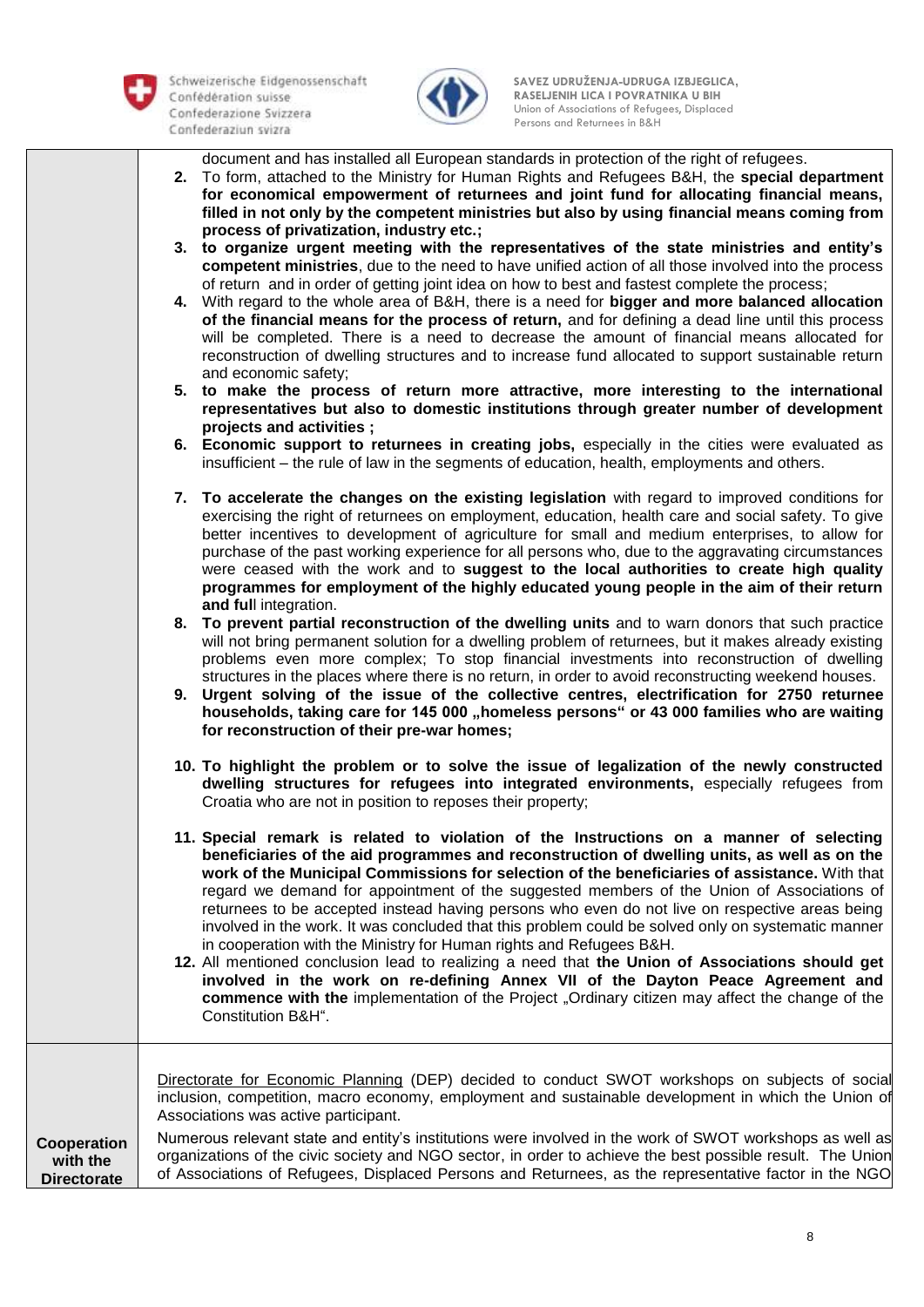| | |
|---|---|
| | document and has installed all European standards in protection of the right of refugees.<br>2. To form, attached to the Ministry for Human Rights and Refugees B&H, the **special department for economical empowerment of returnees and joint fund for allocating financial means, filled in not only by the competent ministries but also by using financial means coming from process of privatization, industry etc.;**<br>3. **to organize urgent meeting with the representatives of the state ministries and entity's competent ministries**, due to the need to have unified action of all those involved into the process of return and in order of getting joint idea on how to best and fastest complete the process;<br>4. With regard to the whole area of B&H, there is a need for **bigger and more balanced allocation of the financial means for the process of return,** and for defining a dead line until this process will be completed. There is a need to decrease the amount of financial means allocated for reconstruction of dwelling structures and to increase fund allocated to support sustainable return and economic safety;<br>5. **to make the process of return more attractive, more interesting to the international representatives but also to domestic institutions through greater number of development projects and activities ;**<br>6. **Economic support to returnees in creating jobs,** especially in the cities were evaluated as insufficient – the rule of law in the segments of education, health, employments and others.<br>7. **To accelerate the changes on the existing legislation** with regard to improved conditions for exercising the right of returnees on employment, education, health care and social safety. To give better incentives to development of agriculture for small and medium enterprises, to allow for purchase of the past working experience for all persons who, due to the aggravating circumstances were ceased with the work and to **suggest to the local authorities to create high quality programmes for employment of the highly educated young people in the aim of their return and full** integration.<br>8. **To prevent partial reconstruction of the dwelling units** and to warn donors that such practice will not bring permanent solution for a dwelling problem of returnees, but it makes already existing problems even more complex; To stop financial investments into reconstruction of dwelling structures in the places where there is no return, in order to avoid reconstructing weekend houses.<br>9. **Urgent solving of the issue of the collective centres, electrification for 2750 returnee households, taking care for 145 000 „homeless persons“ or 43 000 families who are waiting for reconstruction of their pre-war homes;**<br>10. **To highlight the problem or to solve the issue of legalization of the newly constructed dwelling structures for refugees into integrated environments,** especially refugees from Croatia who are not in position to reposes their property;<br>11. **Special remark is related to violation of the Instructions on a manner of selecting beneficiaries of the aid programmes and reconstruction of dwelling units, as well as on the work of the Municipal Commissions for selection of the beneficiaries of assistance.** With that regard we demand for appointment of the suggested members of the Union of Associations of returnees to be accepted instead having persons who even do not live on respective areas being involved in the work. It was concluded that this problem could be solved only on systematic manner in cooperation with the Ministry for Human rights and Refugees B&H.<br>12. All mentioned conclusion lead to realizing a need that **the Union of Associations should get involved in the work on re-defining Annex VII of the Dayton Peace Agreement and commence with the** implementation of the Project „Ordinary citizen may affect the change of the Constitution B&H“. |
| **Cooperation with the Directorate** | Directorate for Economic Planning (DEP) decided to conduct SWOT workshops on subjects of social inclusion, competition, macro economy, employment and sustainable development in which the Union of Associations was active participant.<br>Numerous relevant state and entity's institutions were involved in the work of SWOT workshops as well as organizations of the civic society and NGO sector, in order to achieve the best possible result. The Union of Associations of Refugees, Displaced Persons and Returnees, as the representative factor in the NGO |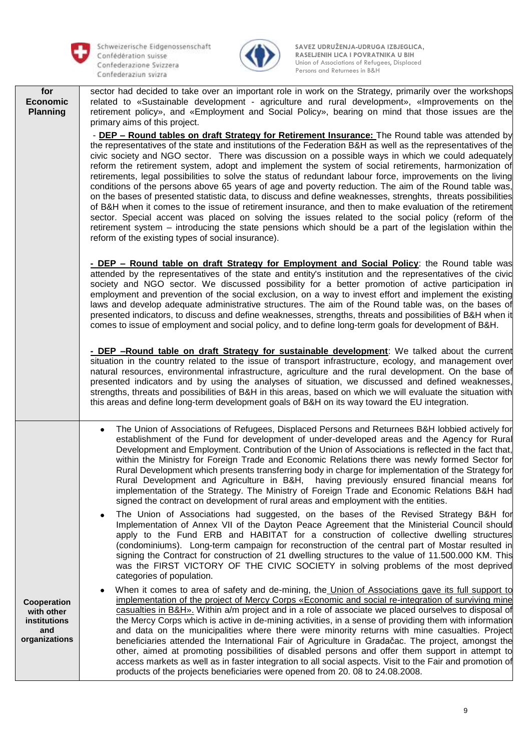| for Economic Planning | sector had decided to take over an important role in work on the Strategy, primarily over the workshops related to «Sustainable development - agriculture and rural development», «Improvements on the retirement policy», and «Employment and Social Policy», bearing on mind that those issues are the primary aims of this project.<br><br>- **DEP – Round tables on draft Strategy for Retirement Insurance:** The Round table was attended by the representatives of the state and institutions of the Federation B&H as well as the representatives of the civic society and NGO sector. There was discussion on a possible ways in which we could adequately reform the retirement system, adopt and implement the system of social retirements, harmonization of retirements, legal possibilities to solve the status of redundant labour force, improvements on the living conditions of the persons above 65 years of age and poverty reduction. The aim of the Round table was, on the bases of presented statistic data, to discuss and define weaknesses, strenghts, threats possibilities of B&H when it comes to the issue of retirement insurance, and then to make evaluation of the retirement sector. Special accent was placed on solving the issues related to the social policy (reform of the retirement system – introducing the state pensions which should be a part of the legislation within the reform of the existing types of social insurance).<br><br>**- DEP – Round table on draft Strategy for Employment and Social Policy**: the Round table was attended by the representatives of the state and entity's institution and the representatives of the civic society and NGO sector. We discussed possibility for a better promotion of active participation in employment and prevention of the social exclusion, on a way to invest effort and implement the existing laws and develop adequate administrative structures. The aim of the Round table was, on the bases of presented indicators, to discuss and define weaknesses, strengths, threats and possibilities of B&H when it comes to issue of employment and social policy, and to define long-term goals for development of B&H.<br><br>**- DEP –Round table on draft Strategy for sustainable development**: We talked about the current situation in the country related to the issue of transport infrastructure, ecology, and management over natural resources, environmental infrastructure, agriculture and the rural development. On the base of presented indicators and by using the analyses of situation, we discussed and defined weaknesses, strengths, threats and possibilities of B&H in this areas, based on which we will evaluate the situation with this areas and define long-term development goals of B&H on its way toward the EU integration. |
|---|---|
| **Cooperation with other institutions and organizations** | • The Union of Associations of Refugees, Displaced Persons and Returnees B&H lobbied actively for establishment of the Fund for development of under-developed areas and the Agency for Rural Development and Employment. Contribution of the Union of Associations is reflected in the fact that, within the Ministry for Foreign Trade and Economic Relations there was newly formed Sector for Rural Development which presents transferring body in charge for implementation of the Strategy for Rural Development and Agriculture in B&H, having previously ensured financial means for implementation of the Strategy. The Ministry of Foreign Trade and Economic Relations B&H had signed the contract on development of rural areas and employment with the entities.<br>• The Union of Associations had suggested, on the bases of the Revised Strategy B&H for Implementation of Annex VII of the Dayton Peace Agreement that the Ministerial Council should apply to the Fund ERB and HABITAT for a construction of collective dwelling structures (condominiums). Long-term campaign for reconstruction of the central part of Mostar resulted in signing the Contract for construction of 21 dwelling structures to the value of 11.500.000 KM. This was the FIRST VICTORY OF THE CIVIC SOCIETY in solving problems of the most deprived categories of population.<br>• When it comes to area of safety and de-mining, the Union of Associations gave its full support to implementation of the project of Mercy Corps «Economic and social re-integration of surviving mine casualties in B&H». Within a/m project and in a role of associate we placed ourselves to disposal of the Mercy Corps which is active in de-mining activities, in a sense of providing them with information and data on the municipalities where there were minority returns with mine casualties. Project beneficiaries attended the International Fair of Agriculture in Gradačac. The project, amongst the other, aimed at promoting possibilities of disabled persons and offer them support in attempt to access markets as well as in faster integration to all social aspects. Visit to the Fair and promotion of products of the projects beneficiaries were opened from 20. 08 to 24.08.2008. |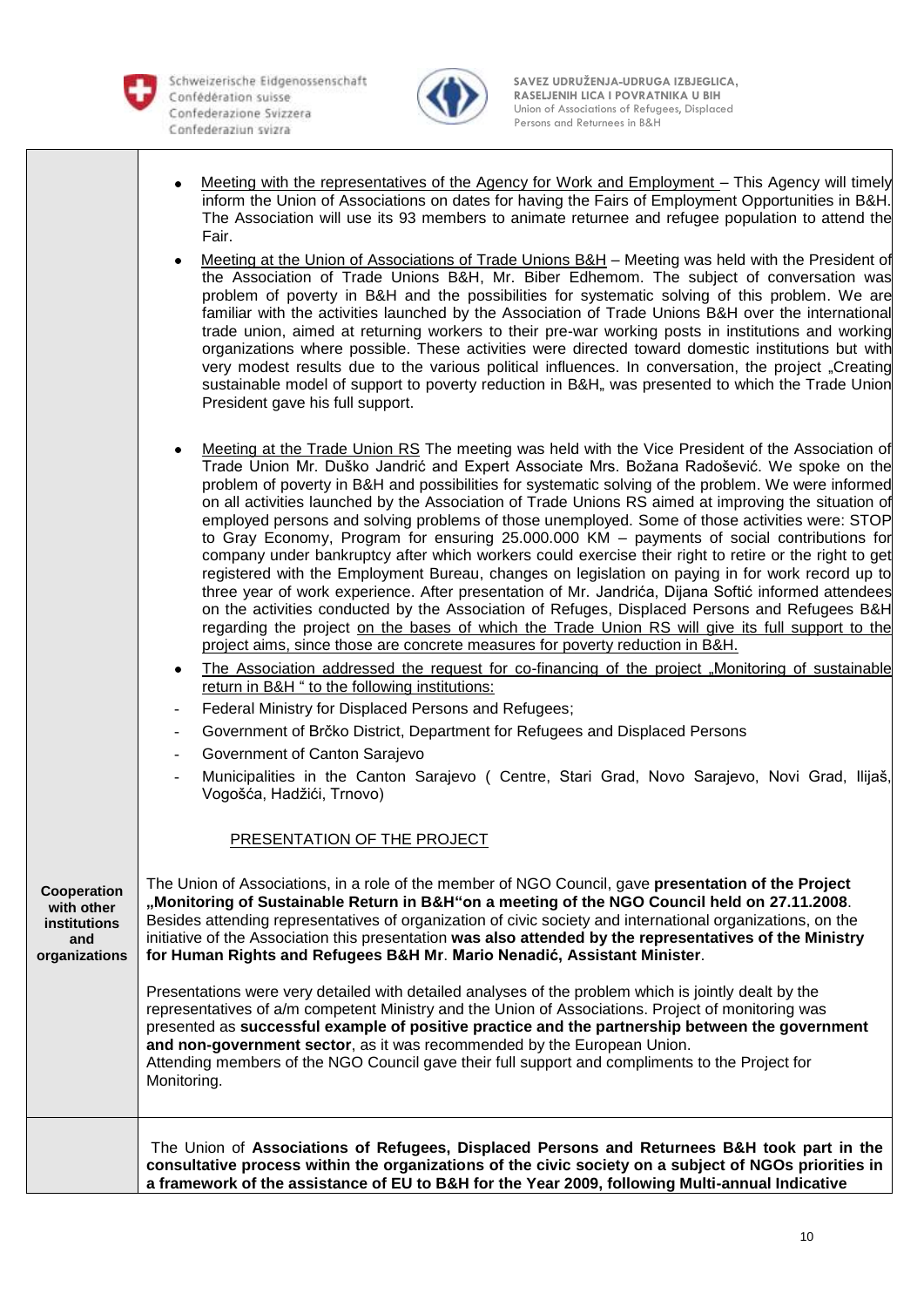| | |
|---|---|
| | - Meeting with the representatives of the Agency for Work and Employment – This Agency will timely inform the Union of Associations on dates for having the Fairs of Employment Opportunities in B&H. The Association will use its 93 members to animate returnee and refugee population to attend the Fair.<br>- Meeting at the Union of Associations of Trade Unions B&H – Meeting was held with the President of the Association of Trade Unions B&H, Mr. Biber Edhemom. The subject of conversation was problem of poverty in B&H and the possibilities for systematic solving of this problem. We are familiar with the activities launched by the Association of Trade Unions B&H over the international trade union, aimed at returning workers to their pre-war working posts in institutions and working organizations where possible. These activities were directed toward domestic institutions but with very modest results due to the various political influences. In conversation, the project „Creating sustainable model of support to poverty reduction in B&H„ was presented to which the Trade Union President gave his full support.<br>- Meeting at the Trade Union RS The meeting was held with the Vice President of the Association of Trade Union Mr. Duško Jandrić and Expert Associate Mrs. Božana Radošević. We spoke on the problem of poverty in B&H and possibilities for systematic solving of the problem. We were informed on all activities launched by the Association of Trade Unions RS aimed at improving the situation of employed persons and solving problems of those unemployed. Some of those activities were: STOP to Gray Economy, Program for ensuring 25.000.000 KM – payments of social contributions for company under bankruptcy after which workers could exercise their right to retire or the right to get registered with the Employment Bureau, changes on legislation on paying in for work record up to three year of work experience. After presentation of Mr. Jandrića, Dijana Softić informed attendees on the activities conducted by the Association of Refuges, Displaced Persons and Refugees B&H regarding the project on the bases of which the Trade Union RS will give its full support to the project aims, since those are concrete measures for poverty reduction in B&H.<br>- The Association addressed the request for co-financing of the project „Monitoring of sustainable return in B&H " to the following institutions:<br>  - Federal Ministry for Displaced Persons and Refugees;<br>  - Government of Brčko District, Department for Refugees and Displaced Persons<br>  - Government of Canton Sarajevo<br>  - Municipalities in the Canton Sarajevo ( Centre, Stari Grad, Novo Sarajevo, Novi Grad, Ilijaš, Vogošća, Hadžići, Trnovo)<br><br>PRESENTATION OF THE PROJECT |
| **Cooperation with other institutions and organizations** | The Union of Associations, in a role of the member of NGO Council, gave **presentation of the Project „Monitoring of Sustainable Return in B&H"on a meeting of the NGO Council held on 27.11.2008**. Besides attending representatives of organization of civic society and international organizations, on the initiative of the Association this presentation **was also attended by the representatives of the Ministry for Human Rights and Refugees B&H Mr**. **Mario Nenadić, Assistant Minister**.<br><br>Presentations were very detailed with detailed analyses of the problem which is jointly dealt by the representatives of a/m competent Ministry and the Union of Associations. Project of monitoring was presented as **successful example of positive practice and the partnership between the government and non-government sector**, as it was recommended by the European Union.<br>Attending members of the NGO Council gave their full support and compliments to the Project for Monitoring. |
| | The Union of **Associations of Refugees, Displaced Persons and Returnees B&H took part in the consultative process within the organizations of the civic society on a subject of NGOs priorities in a framework of the assistance of EU to B&H for the Year 2009, following Multi-annual Indicative** |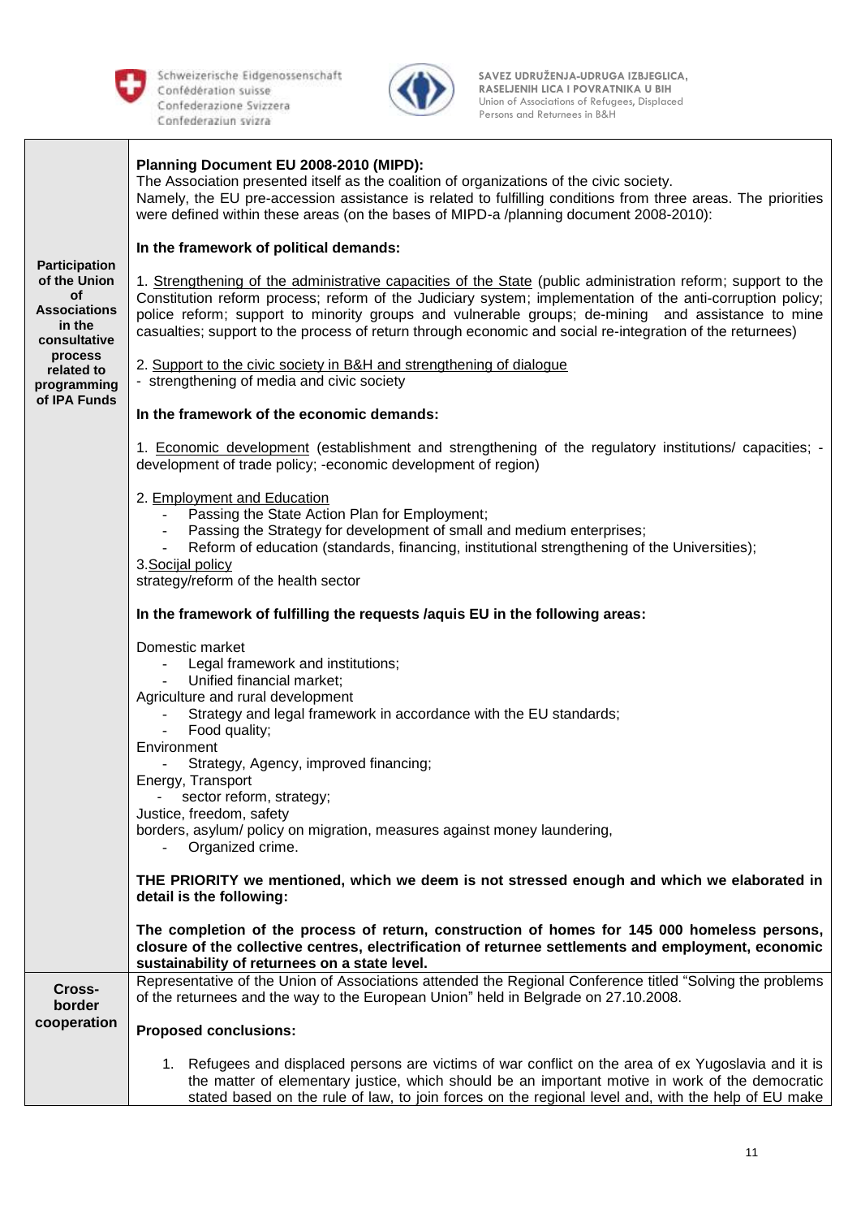| | |
|---|---|
| **Participation of the Union of Associations in the consultative process related to programming of IPA Funds** | **Planning Document EU 2008-2010 (MIPD):**<br>The Association presented itself as the coalition of organizations of the civic society.<br>Namely, the EU pre-accession assistance is related to fulfilling conditions from three areas. The priorities were defined within these areas (on the bases of MIPD-a /planning document 2008-2010):<br><br>**In the framework of political demands:**<br><br>1. Strengthening of the administrative capacities of the State (public administration reform; support to the Constitution reform process; reform of the Judiciary system; implementation of the anti-corruption policy; police reform; support to minority groups and vulnerable groups; de-mining and assistance to mine casualties; support to the process of return through economic and social re-integration of the returnees)<br><br>2. Support to the civic society in B&H and strengthening of dialogue<br>- strengthening of media and civic society<br><br>**In the framework of the economic demands:**<br><br>1. Economic development (establishment and strengthening of the regulatory institutions/ capacities; -development of trade policy; -economic development of region)<br><br>2. Employment and Education<br>- Passing the State Action Plan for Employment;<br>- Passing the Strategy for development of small and medium enterprises;<br>- Reform of education (standards, financing, institutional strengthening of the Universities);<br>3.Socijal policy<br>strategy/reform of the health sector<br><br>**In the framework of fulfilling the requests /aquis EU in the following areas:**<br><br>Domestic market<br>- Legal framework and institutions;<br>- Unified financial market;<br>Agriculture and rural development<br>- Strategy and legal framework in accordance with the EU standards;<br>- Food quality;<br>Environment<br>- Strategy, Agency, improved financing;<br>Energy, Transport<br>- sector reform, strategy;<br>Justice, freedom, safety<br>borders, asylum/ policy on migration, measures against money laundering,<br>- Organized crime.<br><br>**THE PRIORITY we mentioned, which we deem is not stressed enough and which we elaborated in detail is the following:**<br><br>**The completion of the process of return, construction of homes for 145 000 homeless persons, closure of the collective centres, electrification of returnee settlements and employment, economic sustainability of returnees on a state level.** |
| **Cross-border cooperation** | Representative of the Union of Associations attended the Regional Conference titled "Solving the problems of the returnees and the way to the European Union" held in Belgrade on 27.10.2008.<br><br>**Proposed conclusions:**<br><br>1. Refugees and displaced persons are victims of war conflict on the area of ex Yugoslavia and it is the matter of elementary justice, which should be an important motive in work of the democratic stated based on the rule of law, to join forces on the regional level and, with the help of EU make |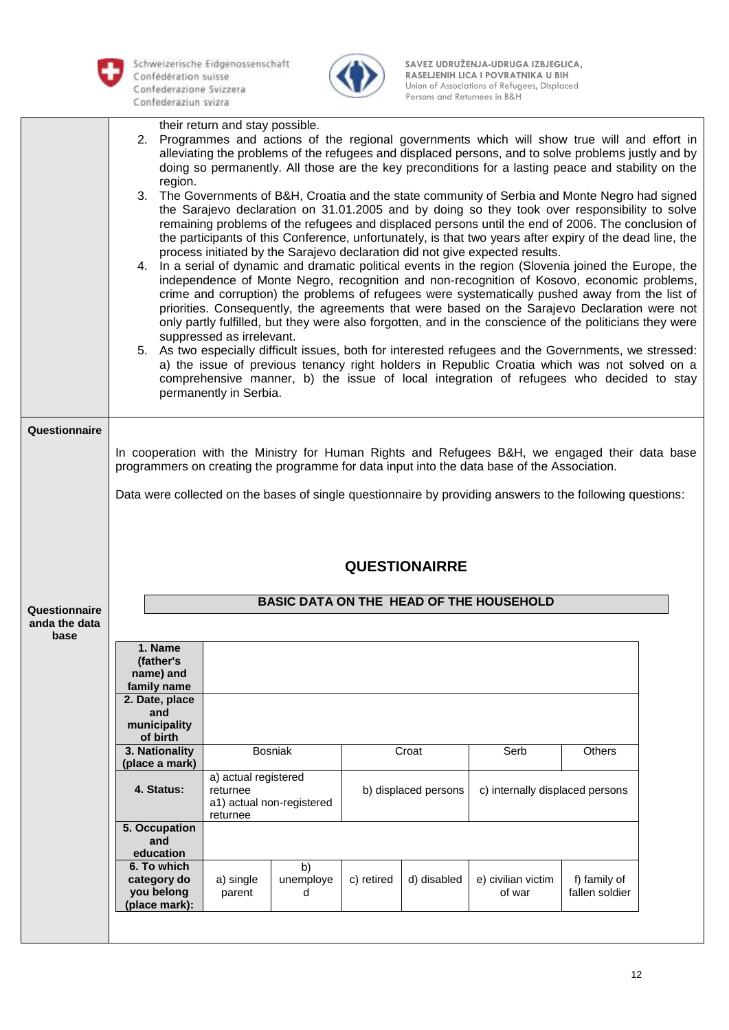their return and stay possible.

2. Programmes and actions of the regional governments which will show true will and effort in alleviating the problems of the refugees and displaced persons, and to solve problems justly and by doing so permanently. All those are the key preconditions for a lasting peace and stability on the region.
3. The Governments of B&H, Croatia and the state community of Serbia and Monte Negro had signed the Sarajevo declaration on 31.01.2005 and by doing so they took over responsibility to solve remaining problems of the refugees and displaced persons until the end of 2006. The conclusion of the participants of this Conference, unfortunately, is that two years after expiry of the dead line, the process initiated by the Sarajevo declaration did not give expected results.
4. In a serial of dynamic and dramatic political events in the region (Slovenia joined the Europe, the independence of Monte Negro, recognition and non-recognition of Kosovo, economic problems, crime and corruption) the problems of refugees were systematically pushed away from the list of priorities. Consequently, the agreements that were based on the Sarajevo Declaration were not only partly fulfilled, but they were also forgotten, and in the conscience of the politicians they were suppressed as irrelevant.
5. As two especially difficult issues, both for interested refugees and the Governments, we stressed: a) the issue of previous tenancy right holders in Republic Croatia which was not solved on a comprehensive manner, b) the issue of local integration of refugees who decided to stay permanently in Serbia.

**Questionnaire**

In cooperation with the Ministry for Human Rights and Refugees B&H, we engaged their data base programmers on creating the programme for data input into the data base of the Association.

Data were collected on the bases of single questionnaire by providing answers to the following questions:

**Questionnaire anda the data base**

## QUESTIONAIRRE

### BASIC DATA ON THE HEAD OF THE HOUSEHOLD

| | | | | | | |
|---|---|---|---|---|---|---|
| **1. Name (father's name) and family name** | | | | | | |
| **2. Date, place and municipality of birth** | | | | | | |
| **3. Nationality (place a mark)** | Bosniak | | Croat | | Serb | Others |
| **4. Status:** | a) actual registered returnee<br>a1) actual non-registered returnee | | b) displaced persons | | c) internally displaced persons | |
| **5. Occupation and education** | | | | | | |
| **6. To which category do you belong (place mark):** | a) single parent | b) unemployed | c) retired | d) disabled | e) civilian victim of war | f) family of fallen soldier |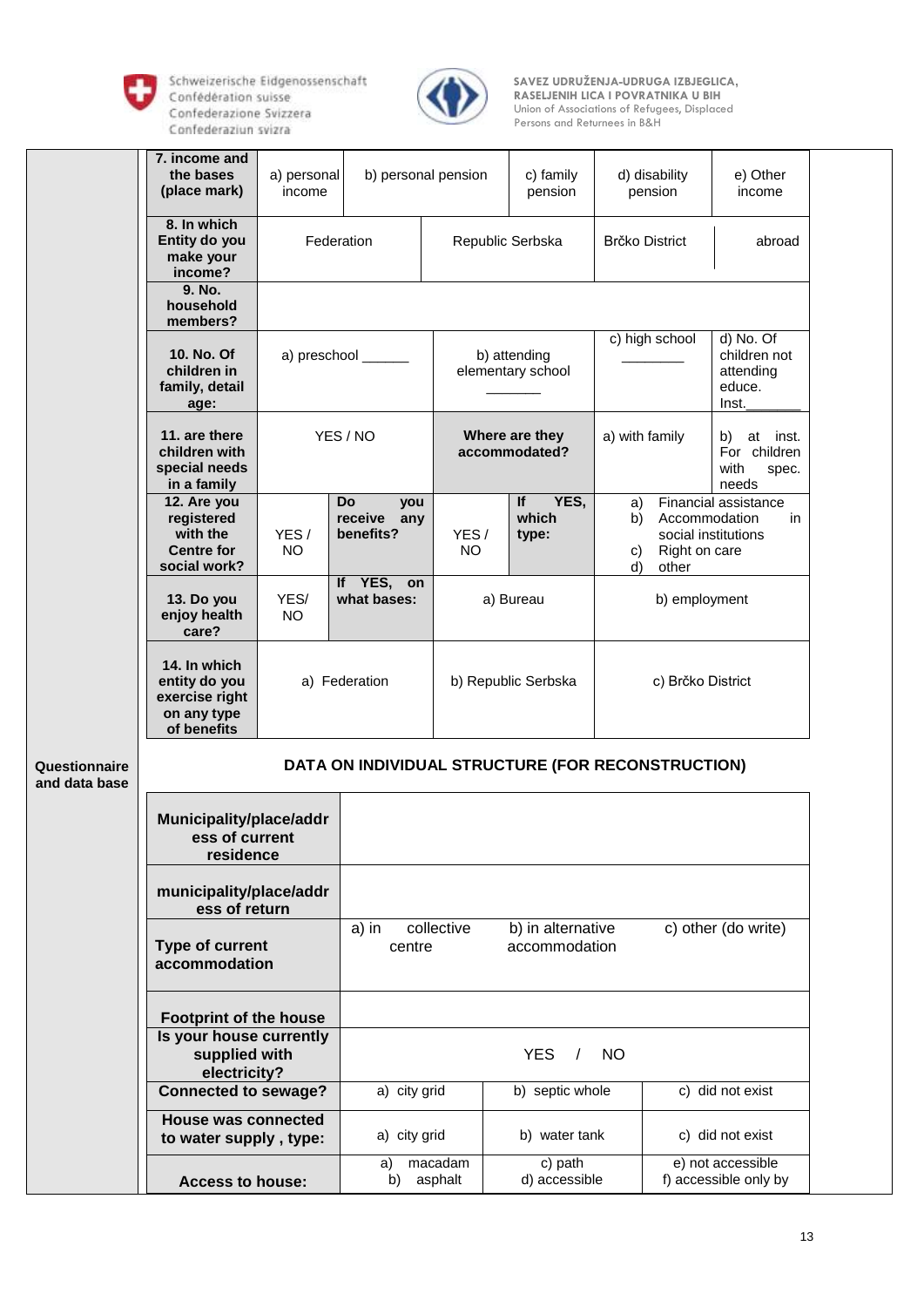| 7. income and the bases (place mark) | a) personal income | b) personal pension | c) family pension | d) disability pension | e) Other income |
|---|---|---|---|---|---|
| 8. In which Entity do you make your income? | Federation | Republic Serbska | | Brčko District | abroad |
| 9. No. household members? | | | | | |
| 10. No. Of children in family, detail age: | a) preschool ______ | b) attending elementary school _______ | | c) high school ________ | d) No. Of children not attending educe. Inst._______ |
| 11. are there children with special needs in a family | YES / NO | Where are they accommodated? | | a) with family | b) at inst. For children with spec. needs |
| 12. Are you registered with the Centre for social work? | YES / NO | Do you receive any benefits? | YES / NO | If YES, which type: | a) Financial assistance b) Accommodation in social institutions c) Right on care d) other |
| 13. Do you enjoy health care? | YES/ NO | If YES, on what bases: | a) Bureau | | b) employment |
| 14. In which entity do you exercise right on any type of benefits | a) Federation | | b) Republic Serbska | | c) Brčko District |

**Questionnaire and data base**

## DATA ON INDIVIDUAL STRUCTURE (FOR RECONSTRUCTION)

| **Municipality/place/address of current residence** | | | |
|---|---|---|---|
| **municipality/place/address of return** | | | |
| **Type of current accommodation** | a) in collective centre | b) in alternative accommodation | c) other (do write) |
| **Footprint of the house** | | | |
| **Is your house currently supplied with electricity?** | YES / NO | | |
| **Connected to sewage?** | a) city grid | b) septic whole | c) did not exist |
| **House was connected to water supply , type:** | a) city grid | b) water tank | c) did not exist |
| **Access to house:** | a) macadam b) asphalt | c) path d) accessible | e) not accessible f) accessible only by |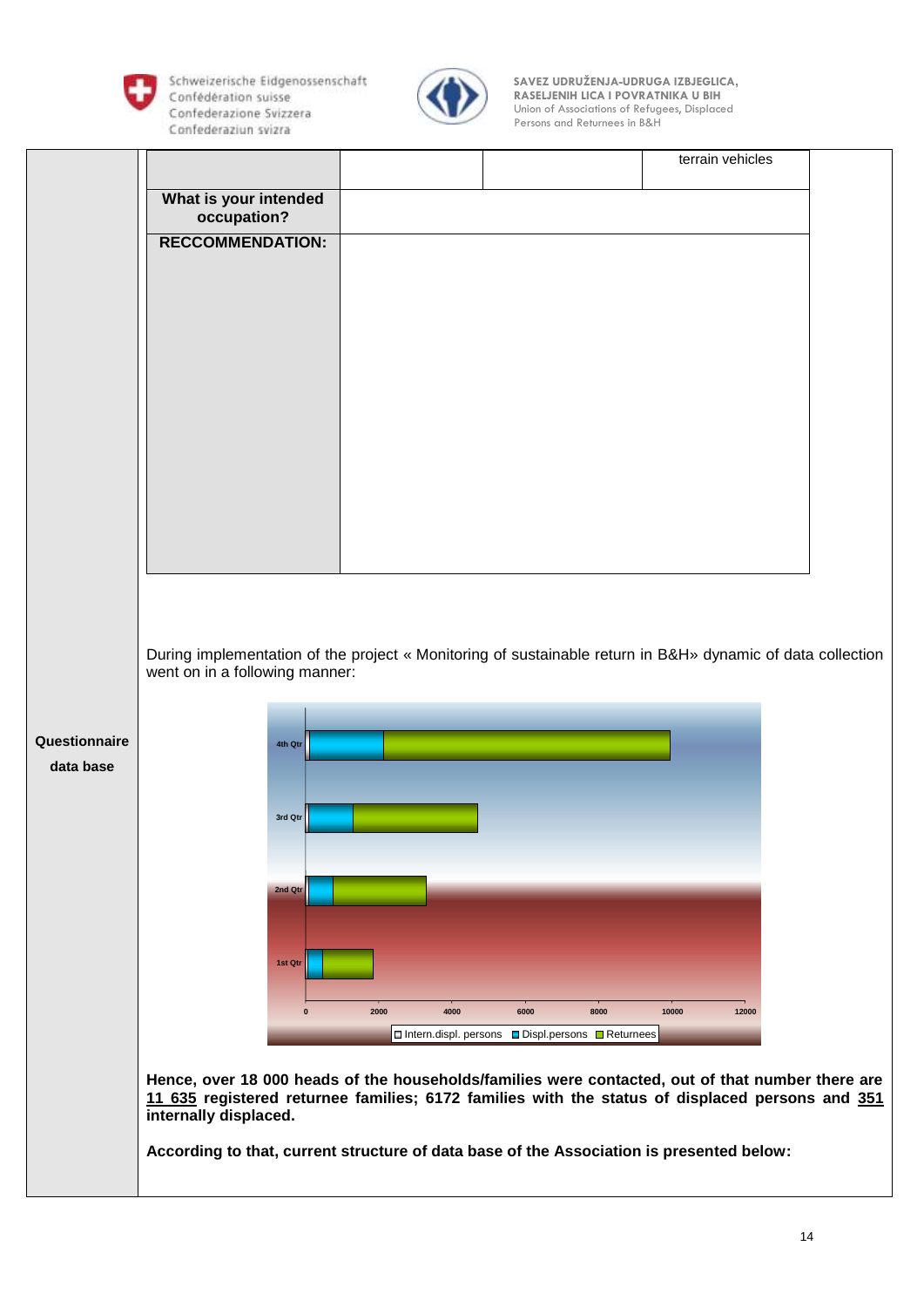| | | | terrain vehicles |
|---|---|---|---|
| **What is your intended occupation?** | | | |
| **RECCOMMENDATION:** | | | |

**Questionnaire data base**

During implementation of the project « Monitoring of sustainable return in B&H» dynamic of data collection went on in a following manner:

| | Intern.displ. persons | Displ.persons | Returnees |
|---|---|---|---|
| 4th Qtr | | | |
| 3rd Qtr | | | |
| 2nd Qtr | | | |
| 1st Qtr | | | |

**Hence, over 18 000 heads of the households/families were contacted, out of that number there are <u>11 635</u> registered returnee families; 6172 families with the status of displaced persons and <u>351</u> internally displaced.**

**According to that, current structure of data base of the Association is presented below:**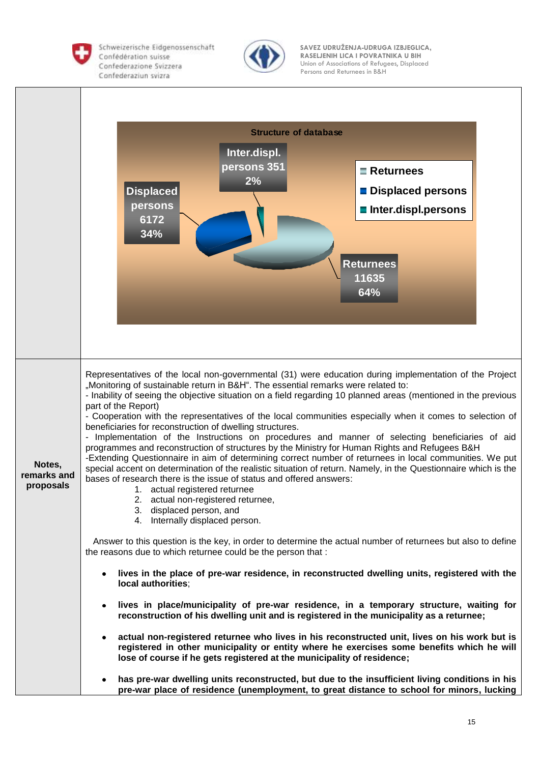| | |
|---|---|
| | **Structure of database**<br>Inter.displ. persons 351 2%<br>Displaced persons 6172 34%<br>Returnees 11635 64%<br>Legend: Returnees, Displaced persons, Inter.displ.persons |
| **Notes, remarks and proposals** | Representatives of the local non-governmental (31) were education during implementation of the Project „Monitoring of sustainable return in B&H". The essential remarks were related to:<br>- Inability of seeing the objective situation on a field regarding 10 planned areas (mentioned in the previous part of the Report)<br>- Cooperation with the representatives of the local communities especially when it comes to selection of beneficiaries for reconstruction of dwelling structures.<br>- Implementation of the Instructions on procedures and manner of selecting beneficiaries of aid programmes and reconstruction of structures by the Ministry for Human Rights and Refugees B&H<br>-Extending Questionnaire in aim of determining correct number of returnees in local communities. We put special accent on determination of the realistic situation of return. Namely, in the Questionnaire which is the bases of research there is the issue of status and offered answers:<br>1. actual registered returnee<br>2. actual non-registered returnee,<br>3. displaced person, and<br>4. Internally displaced person.<br><br>Answer to this question is the key, in order to determine the actual number of returnees but also to define the reasons due to which returnee could be the person that :<br>• **lives in the place of pre-war residence, in reconstructed dwelling units, registered with the local authorities**;<br>• **lives in place/municipality of pre-war residence, in a temporary structure, waiting for reconstruction of his dwelling unit and is registered in the municipality as a returnee;**<br>• **actual non-registered returnee who lives in his reconstructed unit, lives on his work but is registered in other municipality or entity where he exercises some benefits which he will lose of course if he gets registered at the municipality of residence;**<br>• **has pre-war dwelling units reconstructed, but due to the insufficient living conditions in his pre-war place of residence (unemployment, to great distance to school for minors, lucking** |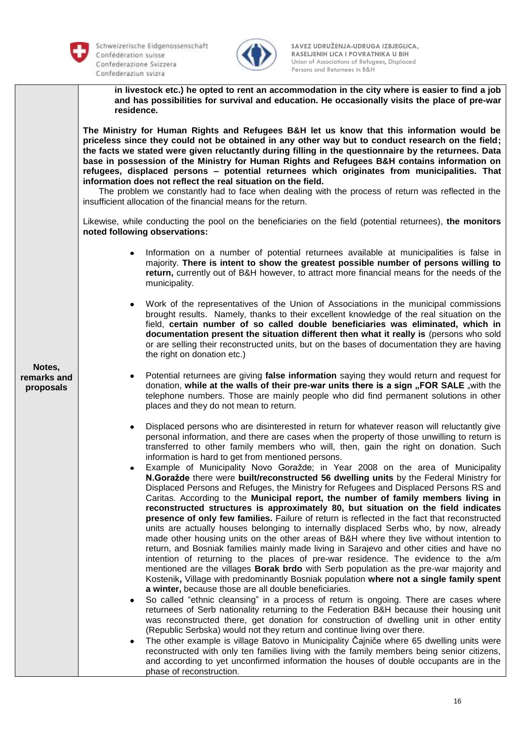| | |
|---|---|
| **Notes, remarks and proposals** | **in livestock etc.) he opted to rent an accommodation in the city where is easier to find a job and has possibilities for survival and education. He occasionally visits the place of pre-war residence.**<br><br>**The Ministry for Human Rights and Refugees B&H let us know that this information would be priceless since they could not be obtained in any other way but to conduct research on the field; the facts we stated were given reluctantly during filling in the questionnaire by the returnees. Data base in possession of the Ministry for Human Rights and Refugees B&H contains information on refugees, displaced persons – potential returnees which originates from municipalities. That information does not reflect the real situation on the field.**<br>The problem we constantly had to face when dealing with the process of return was reflected in the insufficient allocation of the financial means for the return.<br><br>Likewise, while conducting the pool on the beneficiaries on the field (potential returnees), **the monitors noted following observations:**<br><br>• Information on a number of potential returnees available at municipalities is false in majority. **There is intent to show the greatest possible number of persons willing to return,** currently out of B&H however, to attract more financial means for the needs of the municipality.<br><br>• Work of the representatives of the Union of Associations in the municipal commissions brought results. Namely, thanks to their excellent knowledge of the real situation on the field, **certain number of so called double beneficiaries was eliminated, which in documentation present the situation different then what it really is** (persons who sold or are selling their reconstructed units, but on the bases of documentation they are having the right on donation etc.)<br><br>• Potential returnees are giving **false information** saying they would return and request for donation, **while at the walls of their pre-war units there is a sign „FOR SALE** „with the telephone numbers. Those are mainly people who did find permanent solutions in other places and they do not mean to return.<br><br>• Displaced persons who are disinterested in return for whatever reason will reluctantly give personal information, and there are cases when the property of those unwilling to return is transferred to other family members who will, then, gain the right on donation. Such information is hard to get from mentioned persons.<br>• Example of Municipality Novo Goražde; in Year 2008 on the area of Municipality **N.Goražde** there were **built/reconstructed 56 dwelling units** by the Federal Ministry for Displaced Persons and Refuges, the Ministry for Refugees and Displaced Persons RS and Caritas. According to the **Municipal report, the number of family members living in reconstructed structures is approximately 80, but situation on the field indicates presence of only few families.** Failure of return is reflected in the fact that reconstructed units are actually houses belonging to internally displaced Serbs who, by now, already made other housing units on the other areas of B&H where they live without intention to return, and Bosniak families mainly made living in Sarajevo and other cities and have no intention of returning to the places of pre-war residence. The evidence to the a/m mentioned are the villages **Borak brdo** with Serb population as the pre-war majority and Kostenik**,** Village with predominantly Bosniak population **where not a single family spent a winter,** because those are all double beneficiaries.<br>• So called "ethnic cleansing" in a process of return is ongoing. There are cases where returnees of Serb nationality returning to the Federation B&H because their housing unit was reconstructed there, get donation for construction of dwelling unit in other entity (Republic Serbska) would not they return and continue living over there.<br>• The other example is village Batovo in Municipality Čajniče where 65 dwelling units were reconstructed with only ten families living with the family members being senior citizens, and according to yet unconfirmed information the houses of double occupants are in the phase of reconstruction. |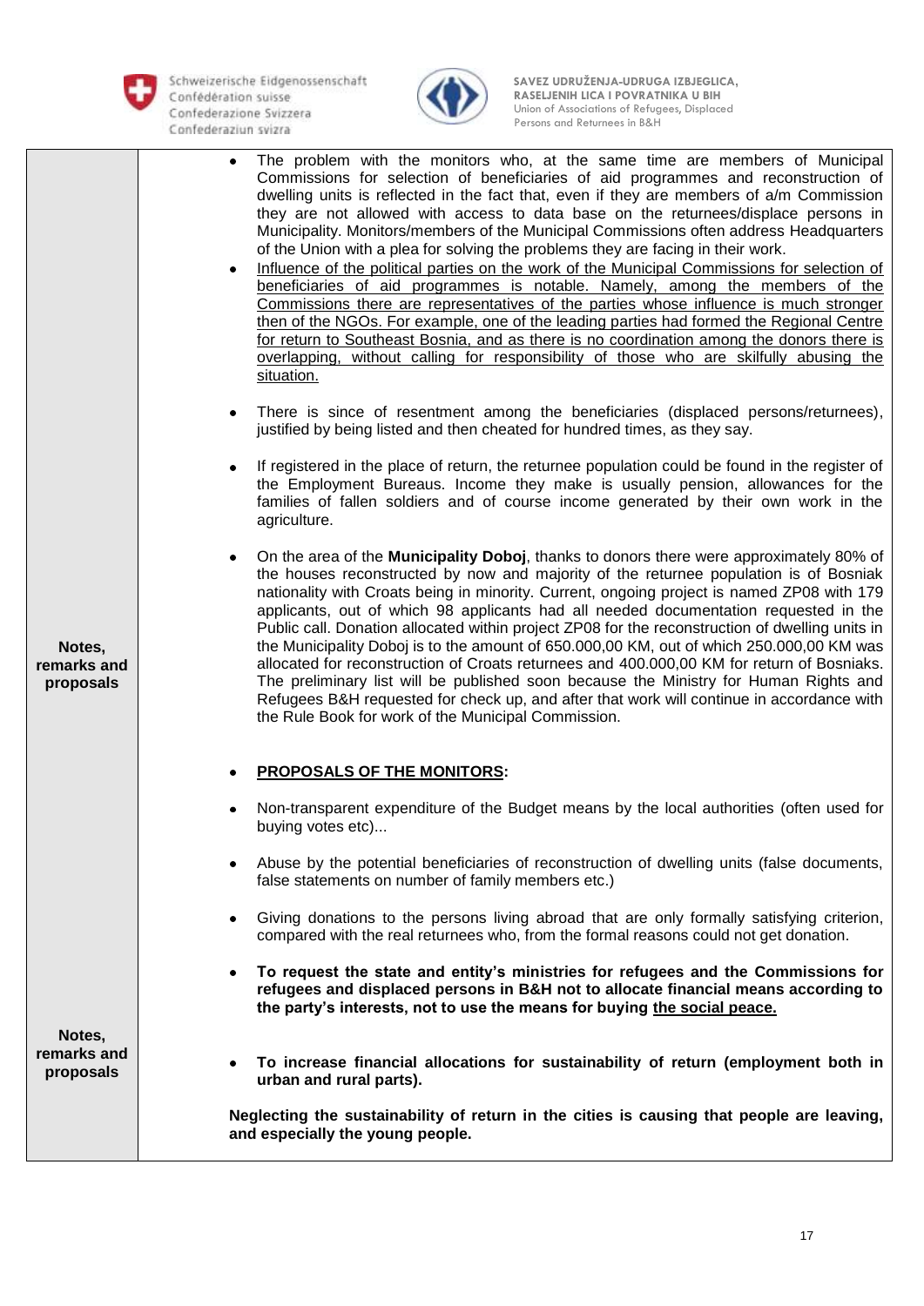| | |
|---|---|
| **Notes, remarks and proposals** | • The problem with the monitors who, at the same time are members of Municipal Commissions for selection of beneficiaries of aid programmes and reconstruction of dwelling units is reflected in the fact that, even if they are members of a/m Commission they are not allowed with access to data base on the returnees/displace persons in Municipality. Monitors/members of the Municipal Commissions often address Headquarters of the Union with a plea for solving the problems they are facing in their work.<br>• <u>Influence of the political parties on the work of the Municipal Commissions for selection of beneficiaries of aid programmes is notable. Namely, among the members of the Commissions there are representatives of the parties whose influence is much stronger then of the NGOs. For example, one of the leading parties had formed the Regional Centre for return to Southeast Bosnia, and as there is no coordination among the donors there is overlapping, without calling for responsibility of those who are skilfully abusing the situation.</u><br>• There is since of resentment among the beneficiaries (displaced persons/returnees), justified by being listed and then cheated for hundred times, as they say.<br>• If registered in the place of return, the returnee population could be found in the register of the Employment Bureaus. Income they make is usually pension, allowances for the families of fallen soldiers and of course income generated by their own work in the agriculture.<br>• On the area of the **Municipality Doboj**, thanks to donors there were approximately 80% of the houses reconstructed by now and majority of the returnee population is of Bosniak nationality with Croats being in minority. Current, ongoing project is named ZP08 with 179 applicants, out of which 98 applicants had all needed documentation requested in the Public call. Donation allocated within project ZP08 for the reconstruction of dwelling units in the Municipality Doboj is to the amount of 650.000,00 KM, out of which 250.000,00 KM was allocated for reconstruction of Croats returnees and 400.000,00 KM for return of Bosniaks. The preliminary list will be published soon because the Ministry for Human Rights and Refugees B&H requested for check up, and after that work will continue in accordance with the Rule Book for work of the Municipal Commission. |
| **Notes, remarks and proposals** | • **<u>PROPOSALS OF THE MONITORS</u>:**<br>• Non-transparent expenditure of the Budget means by the local authorities (often used for buying votes etc)...<br>• Abuse by the potential beneficiaries of reconstruction of dwelling units (false documents, false statements on number of family members etc.)<br>• Giving donations to the persons living abroad that are only formally satisfying criterion, compared with the real returnees who, from the formal reasons could not get donation.<br>• **To request the state and entity's ministries for refugees and the Commissions for refugees and displaced persons in B&H not to allocate financial means according to the party's interests, not to use the means for buying <u>the social peace.</u>**<br>• **To increase financial allocations for sustainability of return (employment both in urban and rural parts).**<br>**Neglecting the sustainability of return in the cities is causing that people are leaving, and especially the young people.** |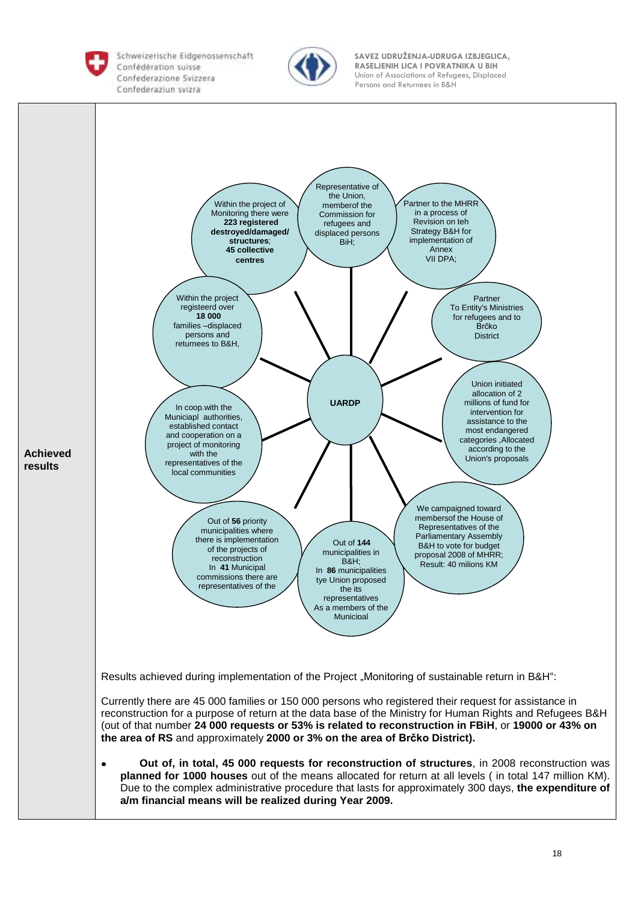**Achieved results**

UARDP

Within the project of Monitoring there were **223 registered destroyed/damaged/ structures**; **45 collective centres**

Representative of the Union, memberof the Commission for refugees and displaced persons BiH;

Partner to the MHRR in a process of Revision on teh Strategy B&H for implementation of Annex VII DPA;

Partner To Entity's Ministries for refugees and to Brčko District

Union initiated allocation of 2 millions of fund for intervention for assistance to the most endangered categories ,Allocated according to the Union's proposals

We campaigned toward membersof the House of Representatives of the Parliamentary Assembly B&H to vote for budget proposal 2008 of MHRR; Result: 40 milions KM

Out of **144** municipalities in B&H; In **86** municipalities tye Union proposed the its representatives As a members of the Municipal

Out of **56** priority municipalities where there is implementation of the projects of reconstruction In **41** Municipal commissions there are representatives of the

In coop.with the Municiapl authorities, established contact and cooperation on a project of monitoring with the representatives of the local communities

Within the project registeerd over **18 000** families –displaced persons and returnees to B&H,

Results achieved during implementation of the Project „Monitoring of sustainable return in B&H“:

Currently there are 45 000 families or 150 000 persons who registered their request for assistance in reconstruction for a purpose of return at the data base of the Ministry for Human Rights and Refugees B&H (out of that number **24 000 requests or 53% is related to reconstruction in FBiH**, or **19000 or 43% on the area of RS** and approximately **2000 or 3% on the area of Brčko District).**

- **Out of, in total, 45 000 requests for reconstruction of structures**, in 2008 reconstruction was **planned for 1000 houses** out of the means allocated for return at all levels ( in total 147 million KM). Due to the complex administrative procedure that lasts for approximately 300 days, **the expenditure of a/m financial means will be realized during Year 2009.**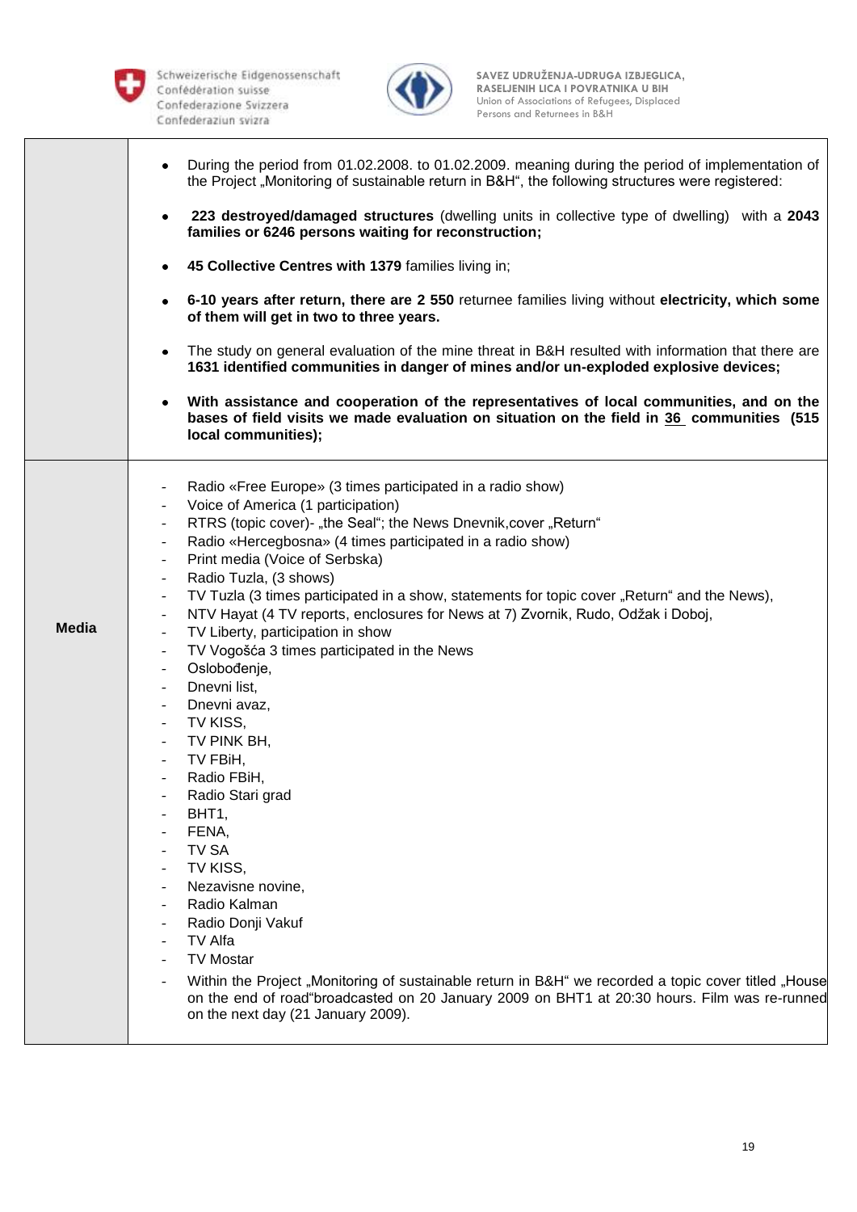| | |
|---|---|
| | • During the period from 01.02.2008. to 01.02.2009. meaning during the period of implementation of the Project „Monitoring of sustainable return in B&H“, the following structures were registered:<br><br>• **223 destroyed/damaged structures** (dwelling units in collective type of dwelling) with a **2043 families or 6246 persons waiting for reconstruction;**<br><br>• **45 Collective Centres with 1379** families living in;<br><br>• **6-10 years after return, there are 2 550** returnee families living without **electricity, which some of them will get in two to three years.**<br><br>• The study on general evaluation of the mine threat in B&H resulted with information that there are **1631 identified communities in danger of mines and/or un-exploded explosive devices;**<br><br>• **With assistance and cooperation of the representatives of local communities, and on the bases of field visits we made evaluation on situation on the field in 36 communities (515 local communities);** |
| **Media** | - Radio «Free Europe» (3 times participated in a radio show)<br>- Voice of America (1 participation)<br>- RTRS (topic cover)- „the Seal“; the News Dnevnik,cover „Return“<br>- Radio «Hercegbosna» (4 times participated in a radio show)<br>- Print media (Voice of Serbska)<br>- Radio Tuzla, (3 shows)<br>- TV Tuzla (3 times participated in a show, statements for topic cover „Return“ and the News),<br>- NTV Hayat (4 TV reports, enclosures for News at 7) Zvornik, Rudo, Odžak i Doboj,<br>- TV Liberty, participation in show<br>- TV Vogošća 3 times participated in the News<br>- Oslobođenje,<br>- Dnevni list,<br>- Dnevni avaz,<br>- TV KISS,<br>- TV PINK BH,<br>- TV FBiH,<br>- Radio FBiH,<br>- Radio Stari grad<br>- BHT1,<br>- FENA,<br>- TV SA<br>- TV KISS,<br>- Nezavisne novine,<br>- Radio Kalman<br>- Radio Donji Vakuf<br>- TV Alfa<br>- TV Mostar<br>- Within the Project „Monitoring of sustainable return in B&H“ we recorded a topic cover titled „House on the end of road“broadcasted on 20 January 2009 on BHT1 at 20:30 hours. Film was re-runned on the next day (21 January 2009). |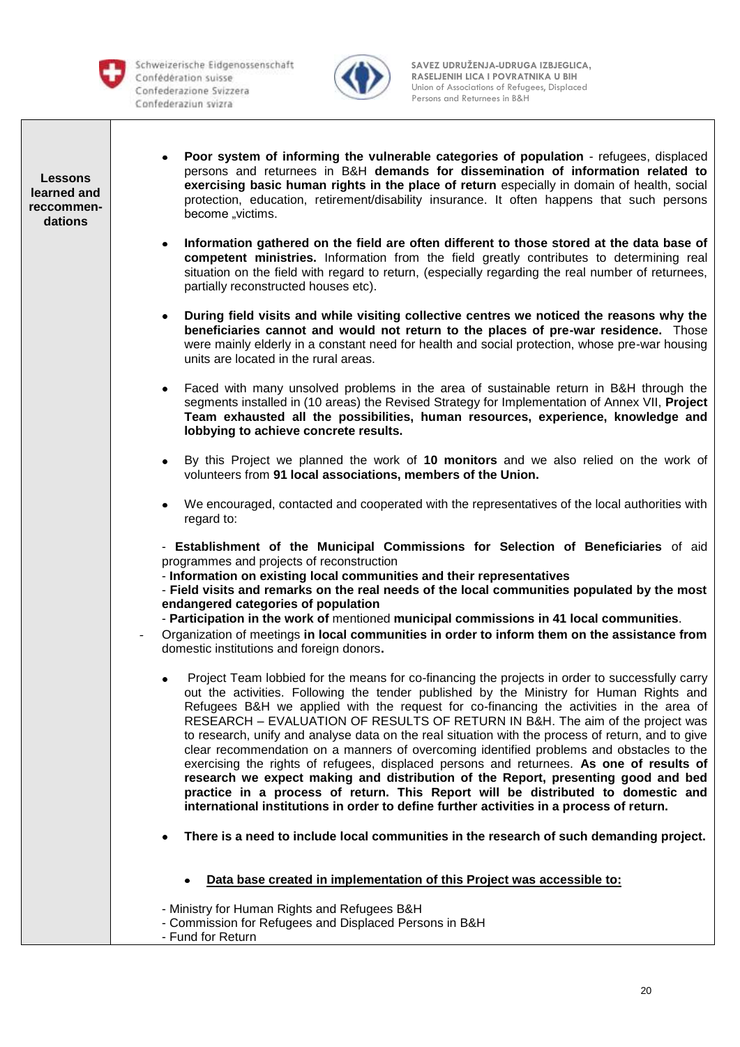| **Lessons learned and reccommen-dations** | • **Poor system of informing the vulnerable categories of population** - refugees, displaced persons and returnees in B&H **demands for dissemination of information related to exercising basic human rights in the place of return** especially in domain of health, social protection, education, retirement/disability insurance. It often happens that such persons become „victims.<br><br>• **Information gathered on the field are often different to those stored at the data base of competent ministries.** Information from the field greatly contributes to determining real situation on the field with regard to return, (especially regarding the real number of returnees, partially reconstructed houses etc).<br><br>• **During field visits and while visiting collective centres we noticed the reasons why the beneficiaries cannot and would not return to the places of pre-war residence.** Those were mainly elderly in a constant need for health and social protection, whose pre-war housing units are located in the rural areas.<br><br>• Faced with many unsolved problems in the area of sustainable return in B&H through the segments installed in (10 areas) the Revised Strategy for Implementation of Annex VII, **Project Team exhausted all the possibilities, human resources, experience, knowledge and lobbying to achieve concrete results.**<br><br>• By this Project we planned the work of **10 monitors** and we also relied on the work of volunteers from **91 local associations, members of the Union.**<br><br>• We encouraged, contacted and cooperated with the representatives of the local authorities with regard to:<br><br>- **Establishment of the Municipal Commissions for Selection of Beneficiaries** of aid programmes and projects of reconstruction<br>- **Information on existing local communities and their representatives**<br>- **Field visits and remarks on the real needs of the local communities populated by the most endangered categories of population**<br>- **Participation in the work of** mentioned **municipal commissions in 41 local communities**.<br>- Organization of meetings **in local communities in order to inform them on the assistance from** domestic institutions and foreign donors**.**<br><br>• Project Team lobbied for the means for co-financing the projects in order to successfully carry out the activities. Following the tender published by the Ministry for Human Rights and Refugees B&H we applied with the request for co-financing the activities in the area of RESEARCH – EVALUATION OF RESULTS OF RETURN IN B&H. The aim of the project was to research, unify and analyse data on the real situation with the process of return, and to give clear recommendation on a manners of overcoming identified problems and obstacles to the exercising the rights of refugees, displaced persons and returnees. **As one of results of research we expect making and distribution of the Report, presenting good and bed practice in a process of return. This Report will be distributed to domestic and international institutions in order to define further activities in a process of return.**<br><br>• **There is a need to include local communities in the research of such demanding project.**<br><br>• **<u>Data base created in implementation of this Project was accessible to:</u>**<br><br>- Ministry for Human Rights and Refugees B&H<br>- Commission for Refugees and Displaced Persons in B&H<br>- Fund for Return |
|---|---|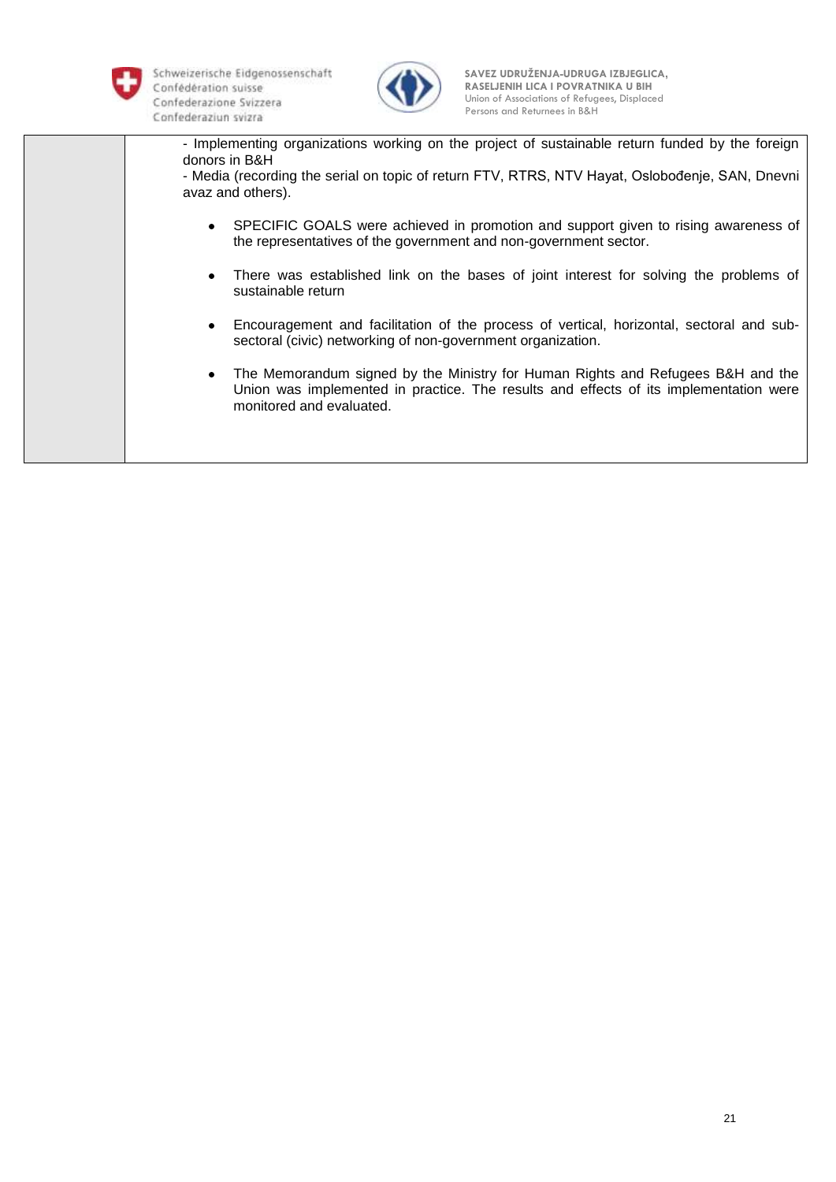| | |
|---|---|
| | - Implementing organizations working on the project of sustainable return funded by the foreign donors in B&H<br>- Media (recording the serial on topic of return FTV, RTRS, NTV Hayat, Oslobođenje, SAN, Dnevni avaz and others).<br><br>• SPECIFIC GOALS were achieved in promotion and support given to rising awareness of the representatives of the government and non-government sector.<br><br>• There was established link on the bases of joint interest for solving the problems of sustainable return<br><br>• Encouragement and facilitation of the process of vertical, horizontal, sectoral and sub-sectoral (civic) networking of non-government organization.<br><br>• The Memorandum signed by the Ministry for Human Rights and Refugees B&H and the Union was implemented in practice. The results and effects of its implementation were monitored and evaluated. |